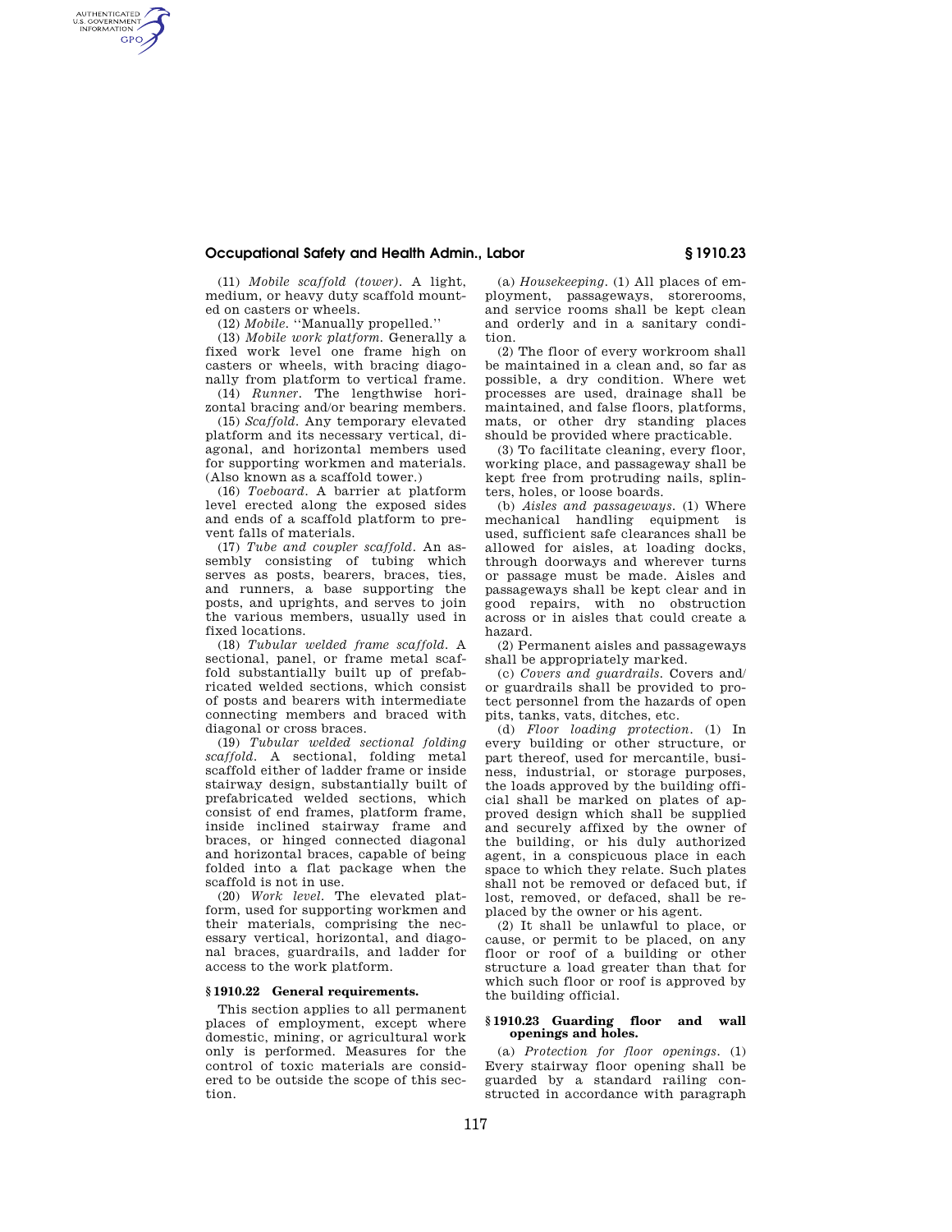(11) *Mobile scaffold (tower)*. A light, medium, or heavy duty scaffold mounted on casters or wheels.

(12) *Mobile*. ''Manually propelled.''

(13) *Mobile work platform*. Generally a fixed work level one frame high on casters or wheels, with bracing diagonally from platform to vertical frame.

(14) *Runner*. The lengthwise horizontal bracing and/or bearing members.

(15) *Scaffold*. Any temporary elevated platform and its necessary vertical, diagonal, and horizontal members used for supporting workmen and materials. (Also known as a scaffold tower.)

(16) *Toeboard*. A barrier at platform level erected along the exposed sides and ends of a scaffold platform to prevent falls of materials.

(17) *Tube and coupler scaffold*. An assembly consisting of tubing which serves as posts, bearers, braces, ties, and runners, a base supporting the posts, and uprights, and serves to join the various members, usually used in fixed locations.

(18) *Tubular welded frame scaffold*. A sectional, panel, or frame metal scaffold substantially built up of prefabricated welded sections, which consist of posts and bearers with intermediate connecting members and braced with diagonal or cross braces.

(19) *Tubular welded sectional folding scaffold*. A sectional, folding metal scaffold either of ladder frame or inside stairway design, substantially built of prefabricated welded sections, which consist of end frames, platform frame, inside inclined stairway frame and braces, or hinged connected diagonal and horizontal braces, capable of being folded into a flat package when the scaffold is not in use.

(20) *Work level*. The elevated platform, used for supporting workmen and their materials, comprising the necessary vertical, horizontal, and diagonal braces, guardrails, and ladder for access to the work platform.

### § 1910.22 General requirements.

This section applies to all permanent places of employment, except where domestic, mining, or agricultural work only is performed. Measures for the control of toxic materials are considered to be outside the scope of this section.

(a) *Housekeeping*. (1) All places of employment, passageways, storerooms, and service rooms shall be kept clean and orderly and in a sanitary condition.

(2) The floor of every workroom shall be maintained in a clean and, so far as possible, a dry condition. Where wet processes are used, drainage shall be maintained, and false floors, platforms, mats, or other dry standing places should be provided where practicable.

(3) To facilitate cleaning, every floor, working place, and passageway shall be kept free from protruding nails, splinters, holes, or loose boards.

(b) *Aisles and passageways*. (1) Where mechanical handling equipment is used, sufficient safe clearances shall be allowed for aisles, at loading docks, through doorways and wherever turns or passage must be made. Aisles and passageways shall be kept clear and in good repairs, with no obstruction across or in aisles that could create a hazard.

(2) Permanent aisles and passageways shall be appropriately marked.

(c) *Covers and guardrails*. Covers and/or guardrails shall be provided to protect personnel from the hazards of open pits, tanks, vats, ditches, etc.

(d) *Floor loading protection*. (1) In every building or other structure, or part thereof, used for mercantile, business, industrial, or storage purposes, the loads approved by the building official shall be marked on plates of approved design which shall be supplied and securely affixed by the owner of the building, or his duly authorized agent, in a conspicuous place in each space to which they relate. Such plates shall not be removed or defaced but, if lost, removed, or defaced, shall be replaced by the owner or his agent.

(2) It shall be unlawful to place, or cause, or permit to be placed, on any floor or roof of a building or other structure a load greater than that for which such floor or roof is approved by the building official.

### § 1910.23 Guarding floor and wall openings and holes.

(a) *Protection for floor openings*. (1) Every stairway floor opening shall be guarded by a standard railing constructed in accordance with paragraph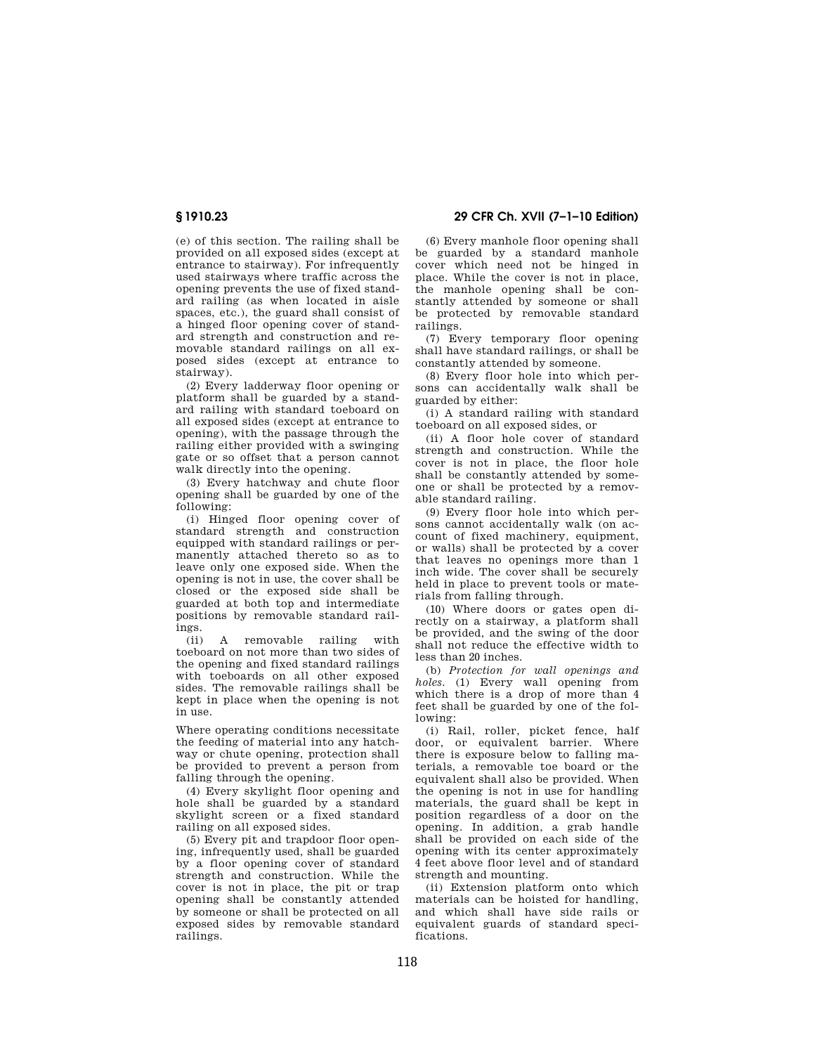(e) of this section. The railing shall be provided on all exposed sides (except at entrance to stairway). For infrequently used stairways where traffic across the opening prevents the use of fixed standard railing (as when located in aisle spaces, etc.), the guard shall consist of a hinged floor opening cover of standard strength and construction and removable standard railings on all exposed sides (except at entrance to stairway).

(2) Every ladderway floor opening or platform shall be guarded by a standard railing with standard toeboard on all exposed sides (except at entrance to opening), with the passage through the railing either provided with a swinging gate or so offset that a person cannot walk directly into the opening.

(3) Every hatchway and chute floor opening shall be guarded by one of the following:

(i) Hinged floor opening cover of standard strength and construction equipped with standard railings or permanently attached thereto so as to leave only one exposed side. When the opening is not in use, the cover shall be closed or the exposed side shall be guarded at both top and intermediate positions by removable standard railings.

(ii) A removable railing with toeboard on not more than two sides of the opening and fixed standard railings with toeboards on all other exposed sides. The removable railings shall be kept in place when the opening is not in use.

Where operating conditions necessitate the feeding of material into any hatchway or chute opening, protection shall be provided to prevent a person from falling through the opening.

(4) Every skylight floor opening and hole shall be guarded by a standard skylight screen or a fixed standard railing on all exposed sides.

(5) Every pit and trapdoor floor opening, infrequently used, shall be guarded by a floor opening cover of standard strength and construction. While the cover is not in place, the pit or trap opening shall be constantly attended by someone or shall be protected on all exposed sides by removable standard railings.

(6) Every manhole floor opening shall be guarded by a standard manhole cover which need not be hinged in place. While the cover is not in place, the manhole opening shall be constantly attended by someone or shall be protected by removable standard railings.

(7) Every temporary floor opening shall have standard railings, or shall be constantly attended by someone.

(8) Every floor hole into which persons can accidentally walk shall be guarded by either:

(i) A standard railing with standard toeboard on all exposed sides, or

(ii) A floor hole cover of standard strength and construction. While the cover is not in place, the floor hole shall be constantly attended by someone or shall be protected by a removable standard railing.

(9) Every floor hole into which persons cannot accidentally walk (on account of fixed machinery, equipment, or walls) shall be protected by a cover that leaves no openings more than 1 inch wide. The cover shall be securely held in place to prevent tools or materials from falling through.

(10) Where doors or gates open directly on a stairway, a platform shall be provided, and the swing of the door shall not reduce the effective width to less than 20 inches.

(b) *Protection for wall openings and holes.* (1) Every wall opening from which there is a drop of more than 4 feet shall be guarded by one of the following:

(i) Rail, roller, picket fence, half door, or equivalent barrier. Where there is exposure below to falling materials, a removable toe board or the equivalent shall also be provided. When the opening is not in use for handling materials, the guard shall be kept in position regardless of a door on the opening. In addition, a grab handle shall be provided on each side of the opening with its center approximately 4 feet above floor level and of standard strength and mounting.

(ii) Extension platform onto which materials can be hoisted for handling, and which shall have side rails or equivalent guards of standard specifications.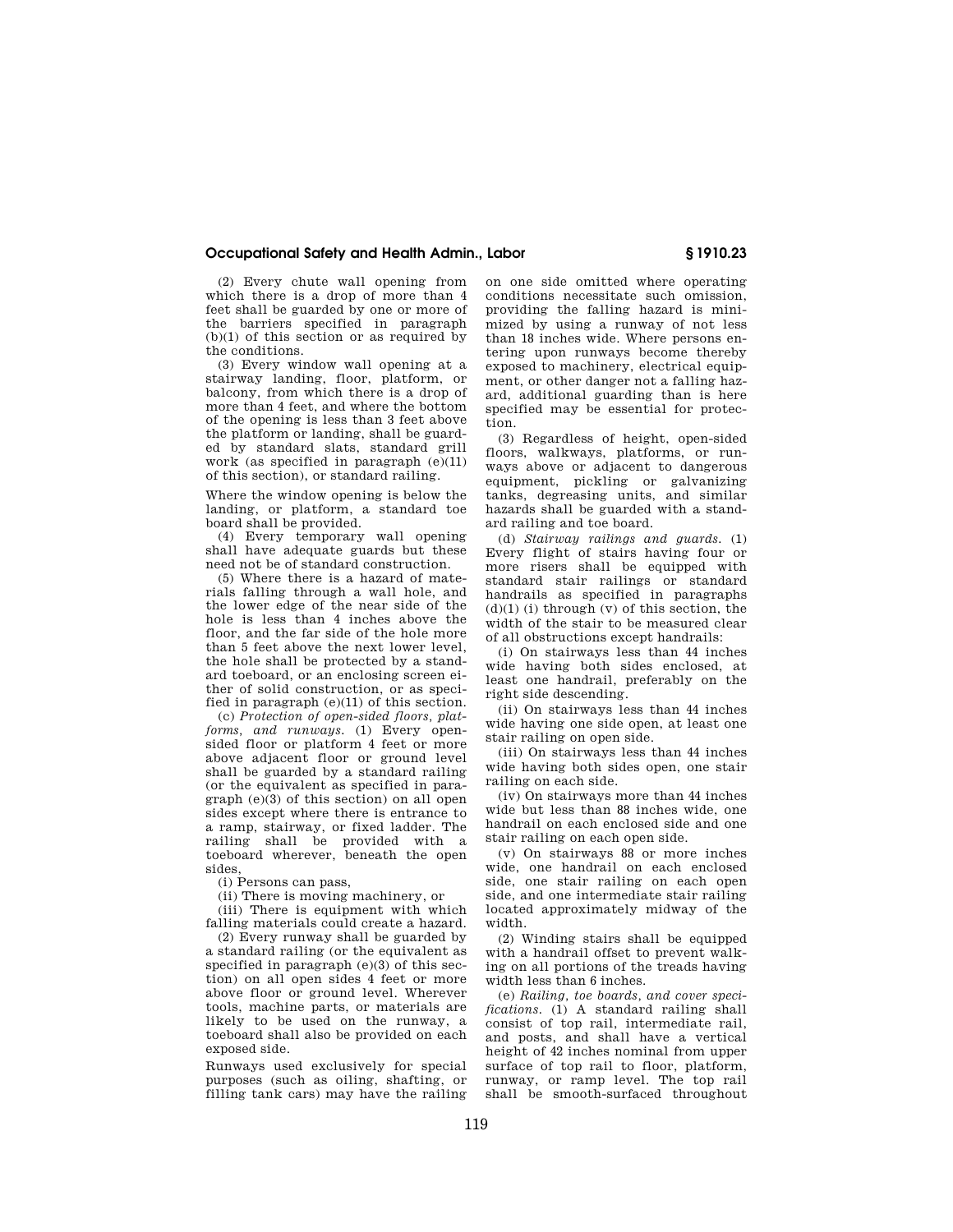(2) Every chute wall opening from which there is a drop of more than 4 feet shall be guarded by one or more of the barriers specified in paragraph (b)(1) of this section or as required by the conditions.

(3) Every window wall opening at a stairway landing, floor, platform, or balcony, from which there is a drop of more than 4 feet, and where the bottom of the opening is less than 3 feet above the platform or landing, shall be guarded by standard slats, standard grill work (as specified in paragraph (e)(11) of this section), or standard railing.

Where the window opening is below the landing, or platform, a standard toe board shall be provided.

(4) Every temporary wall opening shall have adequate guards but these need not be of standard construction.

(5) Where there is a hazard of materials falling through a wall hole, and the lower edge of the near side of the hole is less than 4 inches above the floor, and the far side of the hole more than 5 feet above the next lower level, the hole shall be protected by a standard toeboard, or an enclosing screen either of solid construction, or as specified in paragraph (e)(11) of this section.

(c) *Protection of open-sided floors, platforms, and runways.* (1) Every open-sided floor or platform 4 feet or more above adjacent floor or ground level shall be guarded by a standard railing (or the equivalent as specified in paragraph (e)(3) of this section) on all open sides except where there is entrance to a ramp, stairway, or fixed ladder. The railing shall be provided with a toeboard wherever, beneath the open sides,

(i) Persons can pass,

(ii) There is moving machinery, or

(iii) There is equipment with which falling materials could create a hazard.

(2) Every runway shall be guarded by a standard railing (or the equivalent as specified in paragraph (e)(3) of this section) on all open sides 4 feet or more above floor or ground level. Wherever tools, machine parts, or materials are likely to be used on the runway, a toeboard shall also be provided on each exposed side.

Runways used exclusively for special purposes (such as oiling, shafting, or filling tank cars) may have the railing on one side omitted where operating conditions necessitate such omission, providing the falling hazard is minimized by using a runway of not less than 18 inches wide. Where persons entering upon runways become thereby exposed to machinery, electrical equipment, or other danger not a falling hazard, additional guarding than is here specified may be essential for protection.

(3) Regardless of height, open-sided floors, walkways, platforms, or runways above or adjacent to dangerous equipment, pickling or galvanizing tanks, degreasing units, and similar hazards shall be guarded with a standard railing and toe board.

(d) *Stairway railings and guards.* (1) Every flight of stairs having four or more risers shall be equipped with standard stair railings or standard handrails as specified in paragraphs (d)(1) (i) through (v) of this section, the width of the stair to be measured clear of all obstructions except handrails:

(i) On stairways less than 44 inches wide having both sides enclosed, at least one handrail, preferably on the right side descending.

(ii) On stairways less than 44 inches wide having one side open, at least one stair railing on open side.

(iii) On stairways less than 44 inches wide having both sides open, one stair railing on each side.

(iv) On stairways more than 44 inches wide but less than 88 inches wide, one handrail on each enclosed side and one stair railing on each open side.

(v) On stairways 88 or more inches wide, one handrail on each enclosed side, one stair railing on each open side, and one intermediate stair railing located approximately midway of the width.

(2) Winding stairs shall be equipped with a handrail offset to prevent walking on all portions of the treads having width less than 6 inches.

(e) *Railing, toe boards, and cover specifications.* (1) A standard railing shall consist of top rail, intermediate rail, and posts, and shall have a vertical height of 42 inches nominal from upper surface of top rail to floor, platform, runway, or ramp level. The top rail shall be smooth-surfaced throughout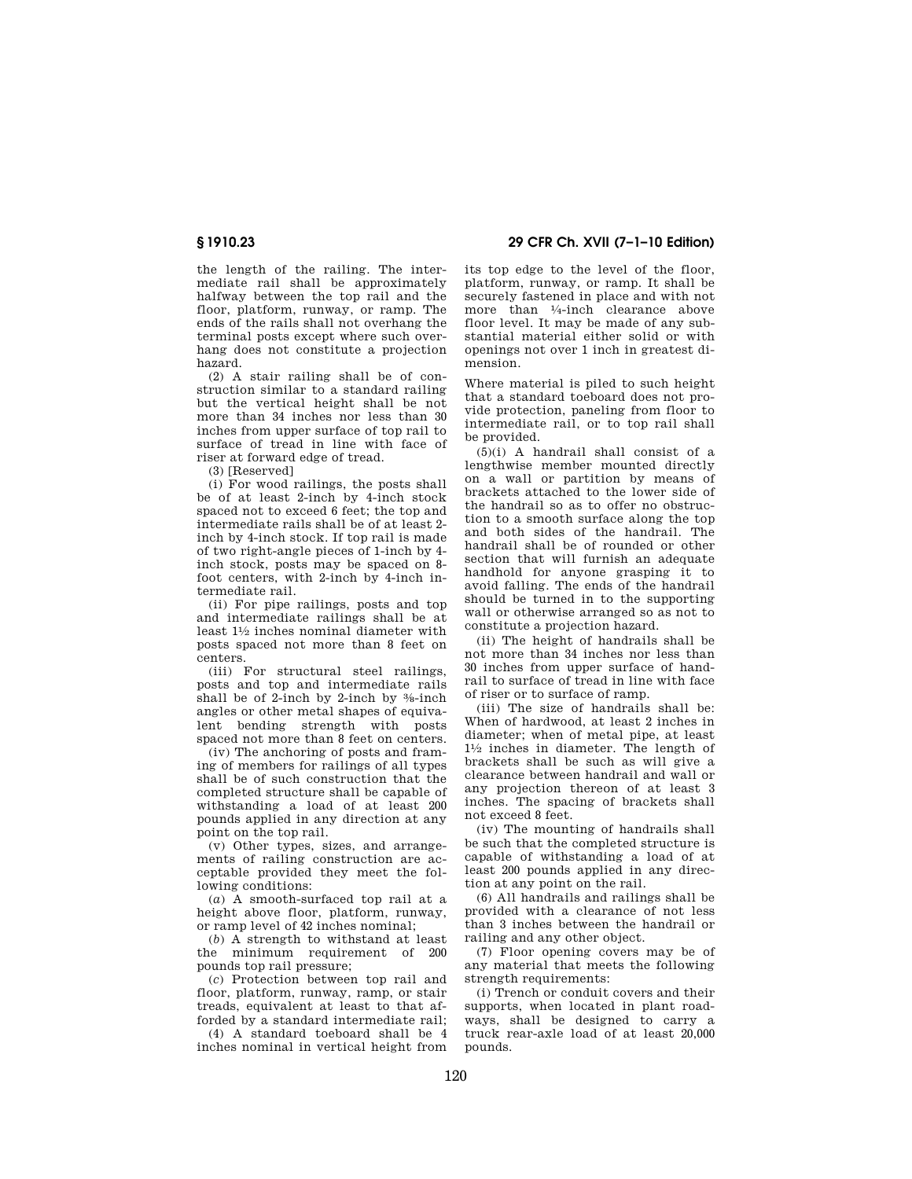the length of the railing. The intermediate rail shall be approximately halfway between the top rail and the floor, platform, runway, or ramp. The ends of the rails shall not overhang the terminal posts except where such overhang does not constitute a projection hazard.

(2) A stair railing shall be of construction similar to a standard railing but the vertical height shall be not more than 34 inches nor less than 30 inches from upper surface of top rail to surface of tread in line with face of riser at forward edge of tread.

(3) [Reserved]

(i) For wood railings, the posts shall be of at least 2-inch by 4-inch stock spaced not to exceed 6 feet; the top and intermediate rails shall be of at least 2-inch by 4-inch stock. If top rail is made of two right-angle pieces of 1-inch by 4-inch stock, posts may be spaced on 8-foot centers, with 2-inch by 4-inch intermediate rail.

(ii) For pipe railings, posts and top and intermediate railings shall be at least 1½ inches nominal diameter with posts spaced not more than 8 feet on centers.

(iii) For structural steel railings, posts and top and intermediate rails shall be of 2-inch by 2-inch by ⅜-inch angles or other metal shapes of equivalent bending strength with posts spaced not more than 8 feet on centers.

(iv) The anchoring of posts and framing of members for railings of all types shall be of such construction that the completed structure shall be capable of withstanding a load of at least 200 pounds applied in any direction at any point on the top rail.

(v) Other types, sizes, and arrangements of railing construction are acceptable provided they meet the following conditions:

(*a*) A smooth-surfaced top rail at a height above floor, platform, runway, or ramp level of 42 inches nominal;

(*b*) A strength to withstand at least the minimum requirement of 200 pounds top rail pressure;

(*c*) Protection between top rail and floor, platform, runway, ramp, or stair treads, equivalent at least to that afforded by a standard intermediate rail;

(4) A standard toeboard shall be 4 inches nominal in vertical height from its top edge to the level of the floor, platform, runway, or ramp. It shall be securely fastened in place and with not more than ¼-inch clearance above floor level. It may be made of any substantial material either solid or with openings not over 1 inch in greatest dimension.

Where material is piled to such height that a standard toeboard does not provide protection, paneling from floor to intermediate rail, or to top rail shall be provided.

(5)(i) A handrail shall consist of a lengthwise member mounted directly on a wall or partition by means of brackets attached to the lower side of the handrail so as to offer no obstruction to a smooth surface along the top and both sides of the handrail. The handrail shall be of rounded or other section that will furnish an adequate handhold for anyone grasping it to avoid falling. The ends of the handrail should be turned in to the supporting wall or otherwise arranged so as not to constitute a projection hazard.

(ii) The height of handrails shall be not more than 34 inches nor less than 30 inches from upper surface of handrail to surface of tread in line with face of riser or to surface of ramp.

(iii) The size of handrails shall be: When of hardwood, at least 2 inches in diameter; when of metal pipe, at least 1½ inches in diameter. The length of brackets shall be such as will give a clearance between handrail and wall or any projection thereon of at least 3 inches. The spacing of brackets shall not exceed 8 feet.

(iv) The mounting of handrails shall be such that the completed structure is capable of withstanding a load of at least 200 pounds applied in any direction at any point on the rail.

(6) All handrails and railings shall be provided with a clearance of not less than 3 inches between the handrail or railing and any other object.

(7) Floor opening covers may be of any material that meets the following strength requirements:

(i) Trench or conduit covers and their supports, when located in plant roadways, shall be designed to carry a truck rear-axle load of at least 20,000 pounds.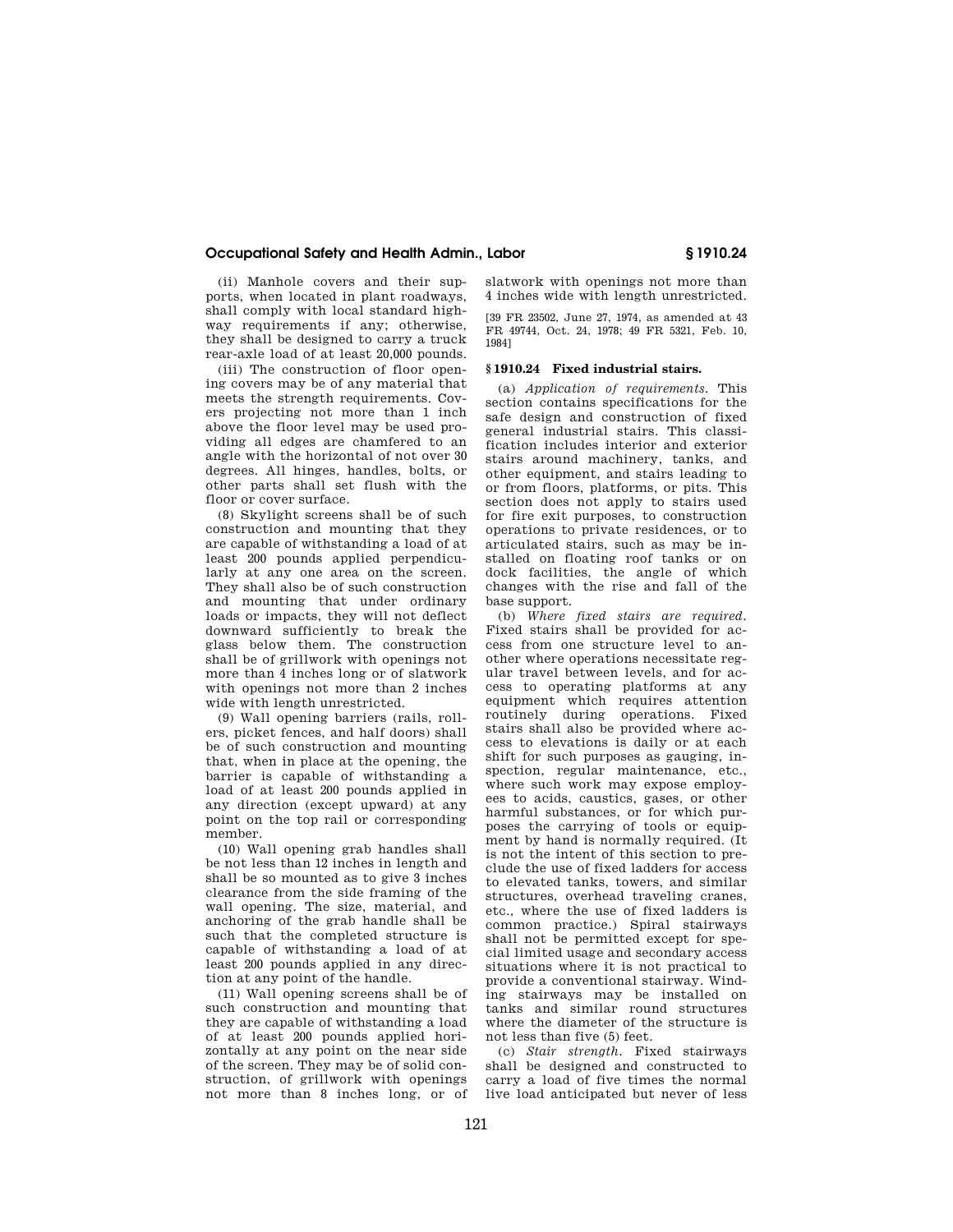(ii) Manhole covers and their supports, when located in plant roadways, shall comply with local standard highway requirements if any; otherwise, they shall be designed to carry a truck rear-axle load of at least 20,000 pounds.

(iii) The construction of floor opening covers may be of any material that meets the strength requirements. Covers projecting not more than 1 inch above the floor level may be used providing all edges are chamfered to an angle with the horizontal of not over 30 degrees. All hinges, handles, bolts, or other parts shall set flush with the floor or cover surface.

(8) Skylight screens shall be of such construction and mounting that they are capable of withstanding a load of at least 200 pounds applied perpendicularly at any one area on the screen. They shall also be of such construction and mounting that under ordinary loads or impacts, they will not deflect downward sufficiently to break the glass below them. The construction shall be of grillwork with openings not more than 4 inches long or of slatwork with openings not more than 2 inches wide with length unrestricted.

(9) Wall opening barriers (rails, rollers, picket fences, and half doors) shall be of such construction and mounting that, when in place at the opening, the barrier is capable of withstanding a load of at least 200 pounds applied in any direction (except upward) at any point on the top rail or corresponding member.

(10) Wall opening grab handles shall be not less than 12 inches in length and shall be so mounted as to give 3 inches clearance from the side framing of the wall opening. The size, material, and anchoring of the grab handle shall be such that the completed structure is capable of withstanding a load of at least 200 pounds applied in any direction at any point of the handle.

(11) Wall opening screens shall be of such construction and mounting that they are capable of withstanding a load of at least 200 pounds applied horizontally at any point on the near side of the screen. They may be of solid construction, of grillwork with openings not more than 8 inches long, or of slatwork with openings not more than 4 inches wide with length unrestricted.

[39 FR 23502, June 27, 1974, as amended at 43 FR 49744, Oct. 24, 1978; 49 FR 5321, Feb. 10, 1984]

## § 1910.24 Fixed industrial stairs.

(a) *Application of requirements.* This section contains specifications for the safe design and construction of fixed general industrial stairs. This classification includes interior and exterior stairs around machinery, tanks, and other equipment, and stairs leading to or from floors, platforms, or pits. This section does not apply to stairs used for fire exit purposes, to construction operations to private residences, or to articulated stairs, such as may be installed on floating roof tanks or on dock facilities, the angle of which changes with the rise and fall of the base support.

(b) *Where fixed stairs are required.* Fixed stairs shall be provided for access from one structure level to another where operations necessitate regular travel between levels, and for access to operating platforms at any equipment which requires attention routinely during operations. Fixed stairs shall also be provided where access to elevations is daily or at each shift for such purposes as gauging, inspection, regular maintenance, etc., where such work may expose employees to acids, caustics, gases, or other harmful substances, or for which purposes the carrying of tools or equipment by hand is normally required. (It is not the intent of this section to preclude the use of fixed ladders for access to elevated tanks, towers, and similar structures, overhead traveling cranes, etc., where the use of fixed ladders is common practice.) Spiral stairways shall not be permitted except for special limited usage and secondary access situations where it is not practical to provide a conventional stairway. Winding stairways may be installed on tanks and similar round structures where the diameter of the structure is not less than five (5) feet.

(c) *Stair strength.* Fixed stairways shall be designed and constructed to carry a load of five times the normal live load anticipated but never of less